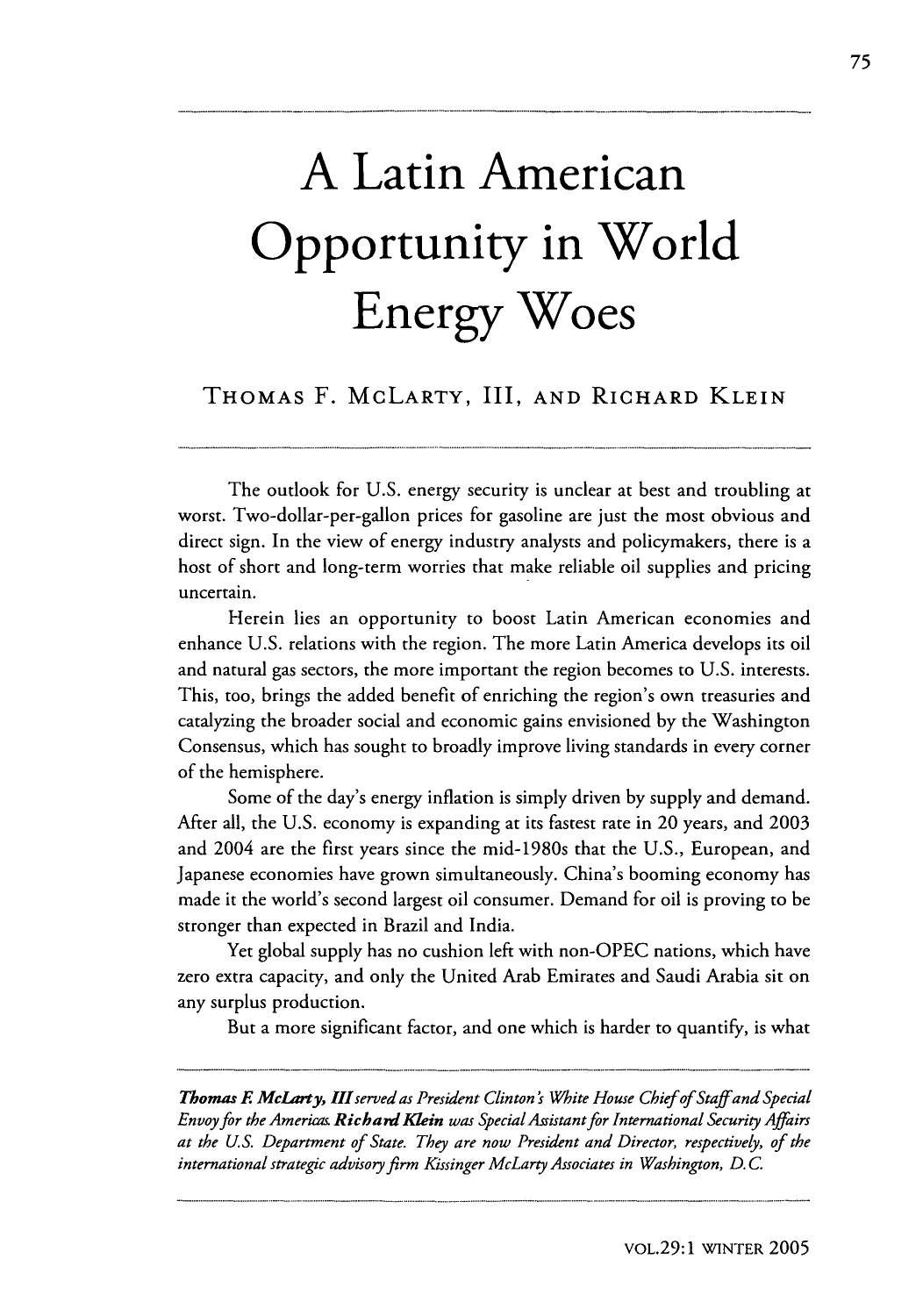# A Latin American Opportunity in World Energy Woes

THOMAS F. MCLARTY, III, AND RICHARD KLEIN

The outlook for U.S. energy security is unclear at best and troubling at worst. Two-dollar-per-gallon prices for gasoline are just the most obvious and direct sign. In the view of energy industry analysts and policymakers, there is a host of short and long-term worries that make reliable oil supplies and pricing uncertain.

Herein lies an opportunity to boost Latin American economies and enhance U.S. relations with the region. The more Latin America develops its oil and natural gas sectors, the more important the region becomes to U.S. interests. This, too, brings the added benefit of enriching the region's own treasuries and catalyzing the broader social and economic gains envisioned by the Washington Consensus, which has sought to broadly improve living standards in every corner of the hemisphere.

Some of the day's energy inflation is simply driven by supply and demand. After all, the U.S. economy is expanding at its fastest rate in 20 years, and 2003 and 2004 are the first years since the mid-1980s that the U.S., European, and Japanese economies have grown simultaneously. China's booming economy has made it the world's second largest oil consumer. Demand for oil is proving to be stronger than expected in Brazil and India.

Yet global supply has no cushion left with non-OPEC nations, which have zero extra capacity, and only the United Arab Emirates and Saudi Arabia sit on any surplus production.

But a more significant factor, and one which is harder to quantify, is what

---

***Thomas F. McLarty, III*** *served as President Clinton's White House Chief of Staff and Special Envoy for the Americas.* ***Richard Klein*** *was Special Assistant for International Security Affairs at the U.S. Department of State. They are now President and Director, respectively, of the international strategic advisory firm Kissinger McLarty Associates in Washington, D.C.*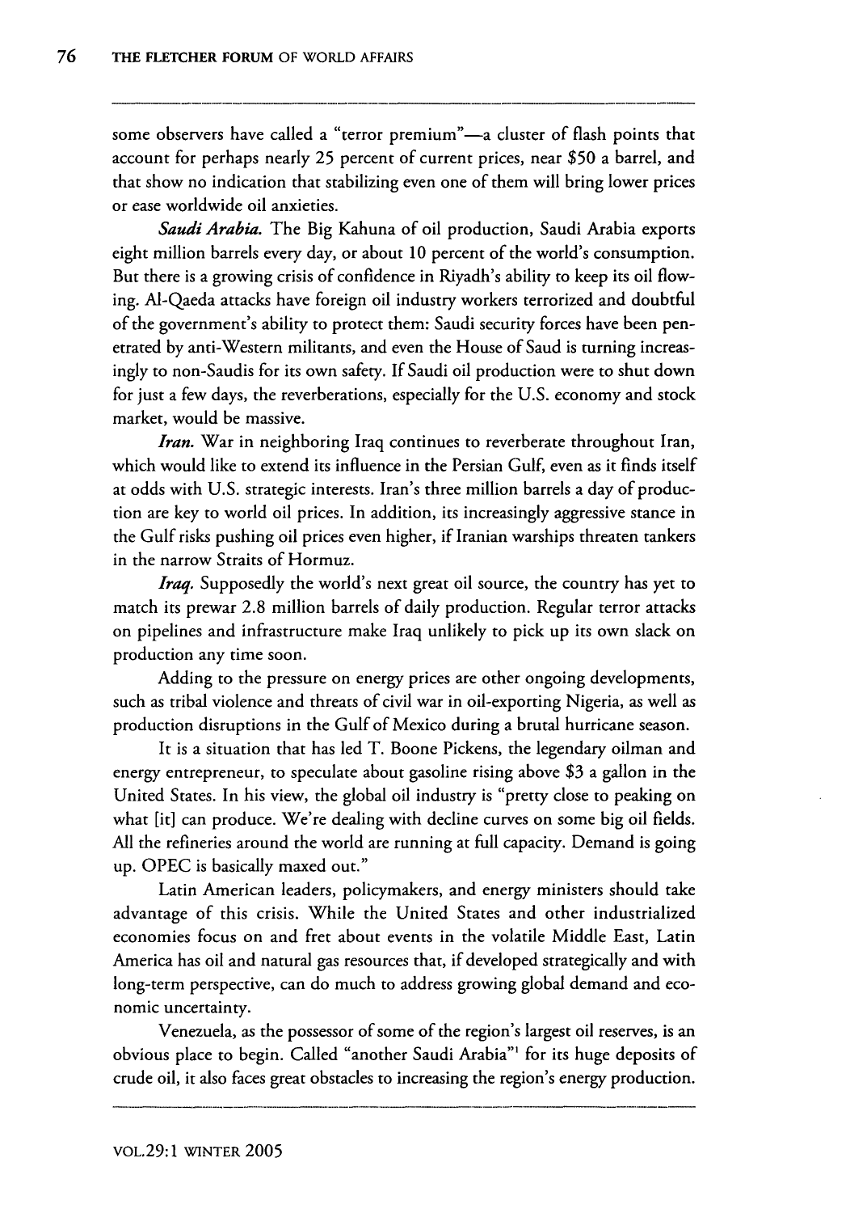some observers have called a "terror premium"—a cluster of flash points that account for perhaps nearly 25 percent of current prices, near $50 a barrel, and that show no indication that stabilizing even one of them will bring lower prices or ease worldwide oil anxieties.

*Saudi Arabia.* The Big Kahuna of oil production, Saudi Arabia exports eight million barrels every day, or about 10 percent of the world's consumption. But there is a growing crisis of confidence in Riyadh's ability to keep its oil flowing. Al-Qaeda attacks have foreign oil industry workers terrorized and doubtful of the government's ability to protect them: Saudi security forces have been penetrated by anti-Western militants, and even the House of Saud is turning increasingly to non-Saudis for its own safety. If Saudi oil production were to shut down for just a few days, the reverberations, especially for the U.S. economy and stock market, would be massive.

*Iran.* War in neighboring Iraq continues to reverberate throughout Iran, which would like to extend its influence in the Persian Gulf, even as it finds itself at odds with U.S. strategic interests. Iran's three million barrels a day of production are key to world oil prices. In addition, its increasingly aggressive stance in the Gulf risks pushing oil prices even higher, if Iranian warships threaten tankers in the narrow Straits of Hormuz.

*Iraq.* Supposedly the world's next great oil source, the country has yet to match its prewar 2.8 million barrels of daily production. Regular terror attacks on pipelines and infrastructure make Iraq unlikely to pick up its own slack on production any time soon.

Adding to the pressure on energy prices are other ongoing developments, such as tribal violence and threats of civil war in oil-exporting Nigeria, as well as production disruptions in the Gulf of Mexico during a brutal hurricane season.

It is a situation that has led T. Boone Pickens, the legendary oilman and energy entrepreneur, to speculate about gasoline rising above $3 a gallon in the United States. In his view, the global oil industry is "pretty close to peaking on what [it] can produce. We're dealing with decline curves on some big oil fields. All the refineries around the world are running at full capacity. Demand is going up. OPEC is basically maxed out."

Latin American leaders, policymakers, and energy ministers should take advantage of this crisis. While the United States and other industrialized economies focus on and fret about events in the volatile Middle East, Latin America has oil and natural gas resources that, if developed strategically and with long-term perspective, can do much to address growing global demand and economic uncertainty.

Venezuela, as the possessor of some of the region's largest oil reserves, is an obvious place to begin. Called "another Saudi Arabia"[1] for its huge deposits of crude oil, it also faces great obstacles to increasing the region's energy production.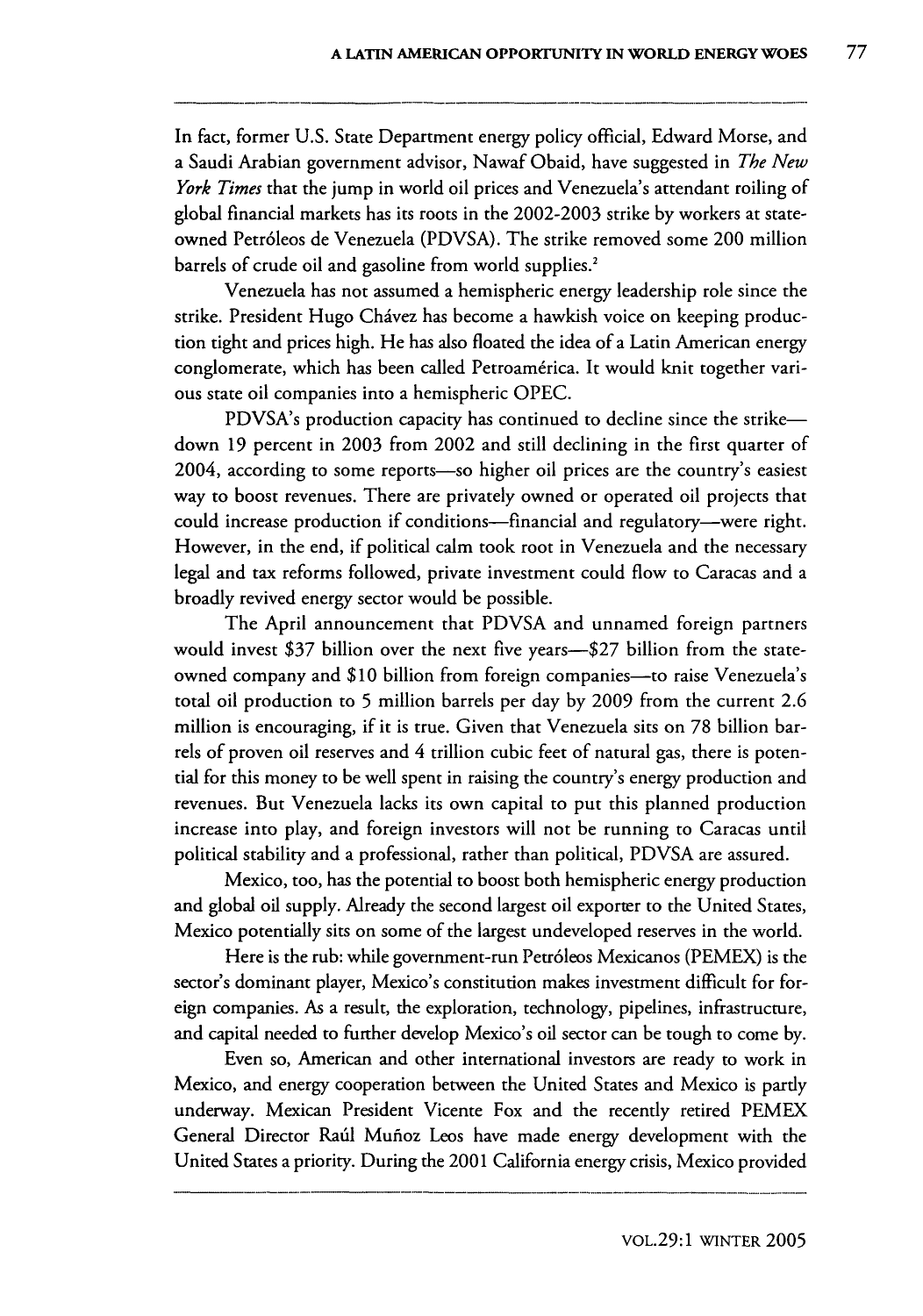In fact, former U.S. State Department energy policy official, Edward Morse, and a Saudi Arabian government advisor, Nawaf Obaid, have suggested in *The New York Times* that the jump in world oil prices and Venezuela's attendant roiling of global financial markets has its roots in the 2002-2003 strike by workers at state-owned Petróleos de Venezuela (PDVSA). The strike removed some 200 million barrels of crude oil and gasoline from world supplies.[2]

Venezuela has not assumed a hemispheric energy leadership role since the strike. President Hugo Chávez has become a hawkish voice on keeping production tight and prices high. He has also floated the idea of a Latin American energy conglomerate, which has been called Petroamérica. It would knit together various state oil companies into a hemispheric OPEC.

PDVSA's production capacity has continued to decline since the strike—down 19 percent in 2003 from 2002 and still declining in the first quarter of 2004, according to some reports—so higher oil prices are the country's easiest way to boost revenues. There are privately owned or operated oil projects that could increase production if conditions—financial and regulatory—were right. However, in the end, if political calm took root in Venezuela and the necessary legal and tax reforms followed, private investment could flow to Caracas and a broadly revived energy sector would be possible.

The April announcement that PDVSA and unnamed foreign partners would invest $37 billion over the next five years—$27 billion from the state-owned company and $10 billion from foreign companies—to raise Venezuela's total oil production to 5 million barrels per day by 2009 from the current 2.6 million is encouraging, if it is true. Given that Venezuela sits on 78 billion barrels of proven oil reserves and 4 trillion cubic feet of natural gas, there is potential for this money to be well spent in raising the country's energy production and revenues. But Venezuela lacks its own capital to put this planned production increase into play, and foreign investors will not be running to Caracas until political stability and a professional, rather than political, PDVSA are assured.

Mexico, too, has the potential to boost both hemispheric energy production and global oil supply. Already the second largest oil exporter to the United States, Mexico potentially sits on some of the largest undeveloped reserves in the world.

Here is the rub: while government-run Petróleos Mexicanos (PEMEX) is the sector's dominant player, Mexico's constitution makes investment difficult for foreign companies. As a result, the exploration, technology, pipelines, infrastructure, and capital needed to further develop Mexico's oil sector can be tough to come by.

Even so, American and other international investors are ready to work in Mexico, and energy cooperation between the United States and Mexico is partly underway. Mexican President Vicente Fox and the recently retired PEMEX General Director Raúl Muñoz Leos have made energy development with the United States a priority. During the 2001 California energy crisis, Mexico provided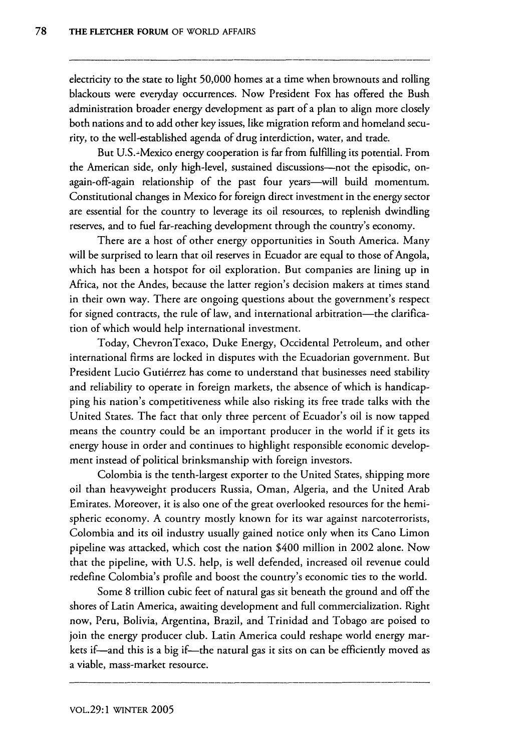electricity to the state to light 50,000 homes at a time when brownouts and rolling blackouts were everyday occurrences. Now President Fox has offered the Bush administration broader energy development as part of a plan to align more closely both nations and to add other key issues, like migration reform and homeland security, to the well-established agenda of drug interdiction, water, and trade.

But U.S.-Mexico energy cooperation is far from fulfilling its potential. From the American side, only high-level, sustained discussions—not the episodic, on-again-off-again relationship of the past four years—will build momentum. Constitutional changes in Mexico for foreign direct investment in the energy sector are essential for the country to leverage its oil resources, to replenish dwindling reserves, and to fuel far-reaching development through the country's economy.

There are a host of other energy opportunities in South America. Many will be surprised to learn that oil reserves in Ecuador are equal to those of Angola, which has been a hotspot for oil exploration. But companies are lining up in Africa, not the Andes, because the latter region's decision makers at times stand in their own way. There are ongoing questions about the government's respect for signed contracts, the rule of law, and international arbitration—the clarification of which would help international investment.

Today, ChevronTexaco, Duke Energy, Occidental Petroleum, and other international firms are locked in disputes with the Ecuadorian government. But President Lucio Gutiérrez has come to understand that businesses need stability and reliability to operate in foreign markets, the absence of which is handicapping his nation's competitiveness while also risking its free trade talks with the United States. The fact that only three percent of Ecuador's oil is now tapped means the country could be an important producer in the world if it gets its energy house in order and continues to highlight responsible economic development instead of political brinksmanship with foreign investors.

Colombia is the tenth-largest exporter to the United States, shipping more oil than heavyweight producers Russia, Oman, Algeria, and the United Arab Emirates. Moreover, it is also one of the great overlooked resources for the hemispheric economy. A country mostly known for its war against narcoterrorists, Colombia and its oil industry usually gained notice only when its Cano Limon pipeline was attacked, which cost the nation $400 million in 2002 alone. Now that the pipeline, with U.S. help, is well defended, increased oil revenue could redefine Colombia's profile and boost the country's economic ties to the world.

Some 8 trillion cubic feet of natural gas sit beneath the ground and off the shores of Latin America, awaiting development and full commercialization. Right now, Peru, Bolivia, Argentina, Brazil, and Trinidad and Tobago are poised to join the energy producer club. Latin America could reshape world energy markets if—and this is a big if—the natural gas it sits on can be efficiently moved as a viable, mass-market resource.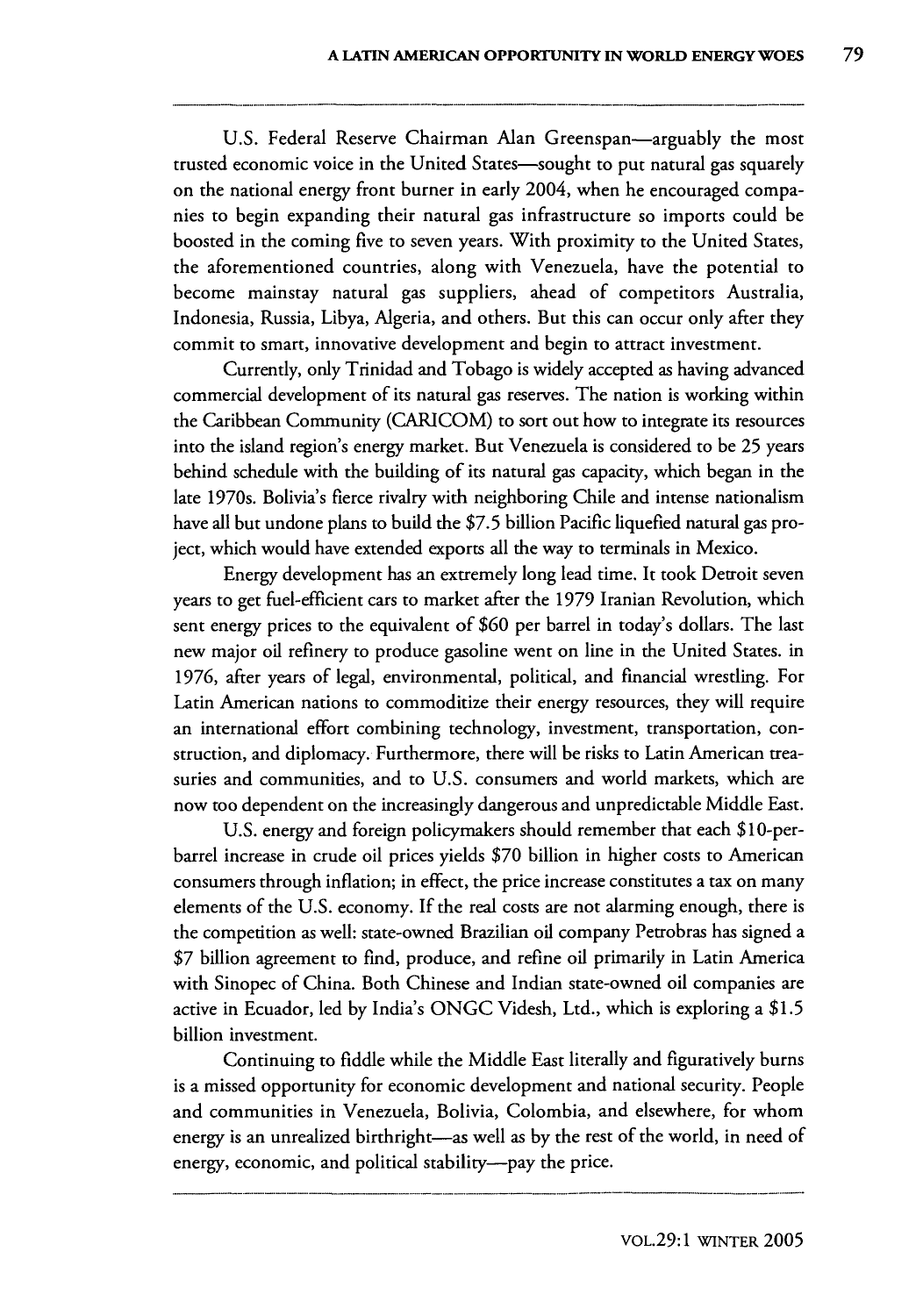U.S. Federal Reserve Chairman Alan Greenspan—arguably the most trusted economic voice in the United States—sought to put natural gas squarely on the national energy front burner in early 2004, when he encouraged companies to begin expanding their natural gas infrastructure so imports could be boosted in the coming five to seven years. With proximity to the United States, the aforementioned countries, along with Venezuela, have the potential to become mainstay natural gas suppliers, ahead of competitors Australia, Indonesia, Russia, Libya, Algeria, and others. But this can occur only after they commit to smart, innovative development and begin to attract investment.

Currently, only Trinidad and Tobago is widely accepted as having advanced commercial development of its natural gas reserves. The nation is working within the Caribbean Community (CARICOM) to sort out how to integrate its resources into the island region's energy market. But Venezuela is considered to be 25 years behind schedule with the building of its natural gas capacity, which began in the late 1970s. Bolivia's fierce rivalry with neighboring Chile and intense nationalism have all but undone plans to build the $7.5 billion Pacific liquefied natural gas project, which would have extended exports all the way to terminals in Mexico.

Energy development has an extremely long lead time. It took Detroit seven years to get fuel-efficient cars to market after the 1979 Iranian Revolution, which sent energy prices to the equivalent of $60 per barrel in today's dollars. The last new major oil refinery to produce gasoline went on line in the United States. in 1976, after years of legal, environmental, political, and financial wrestling. For Latin American nations to commoditize their energy resources, they will require an international effort combining technology, investment, transportation, construction, and diplomacy. Furthermore, there will be risks to Latin American treasuries and communities, and to U.S. consumers and world markets, which are now too dependent on the increasingly dangerous and unpredictable Middle East.

U.S. energy and foreign policymakers should remember that each $10-per-barrel increase in crude oil prices yields $70 billion in higher costs to American consumers through inflation; in effect, the price increase constitutes a tax on many elements of the U.S. economy. If the real costs are not alarming enough, there is the competition as well: state-owned Brazilian oil company Petrobras has signed a $7 billion agreement to find, produce, and refine oil primarily in Latin America with Sinopec of China. Both Chinese and Indian state-owned oil companies are active in Ecuador, led by India's ONGC Videsh, Ltd., which is exploring a $1.5 billion investment.

Continuing to fiddle while the Middle East literally and figuratively burns is a missed opportunity for economic development and national security. People and communities in Venezuela, Bolivia, Colombia, and elsewhere, for whom energy is an unrealized birthright—as well as by the rest of the world, in need of energy, economic, and political stability—pay the price.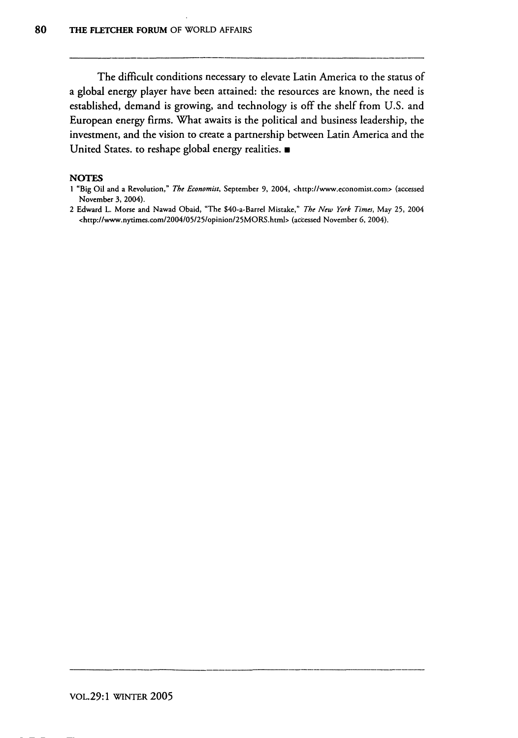The difficult conditions necessary to elevate Latin America to the status of a global energy player have been attained: the resources are known, the need is established, demand is growing, and technology is off the shelf from U.S. and European energy firms. What awaits is the political and business leadership, the investment, and the vision to create a partnership between Latin America and the United States. to reshape global energy realities. ■

### NOTES

1 "Big Oil and a Revolution," *The Economist*, September 9, 2004, <http://www.economist.com> (accessed November 3, 2004).

2 Edward L. Morse and Nawad Obaid, "The $40-a-Barrel Mistake," *The New York Times*, May 25, 2004 <http://www.nytimes.com/2004/05/25/opinion/25MORS.html> (accessed November 6, 2004).